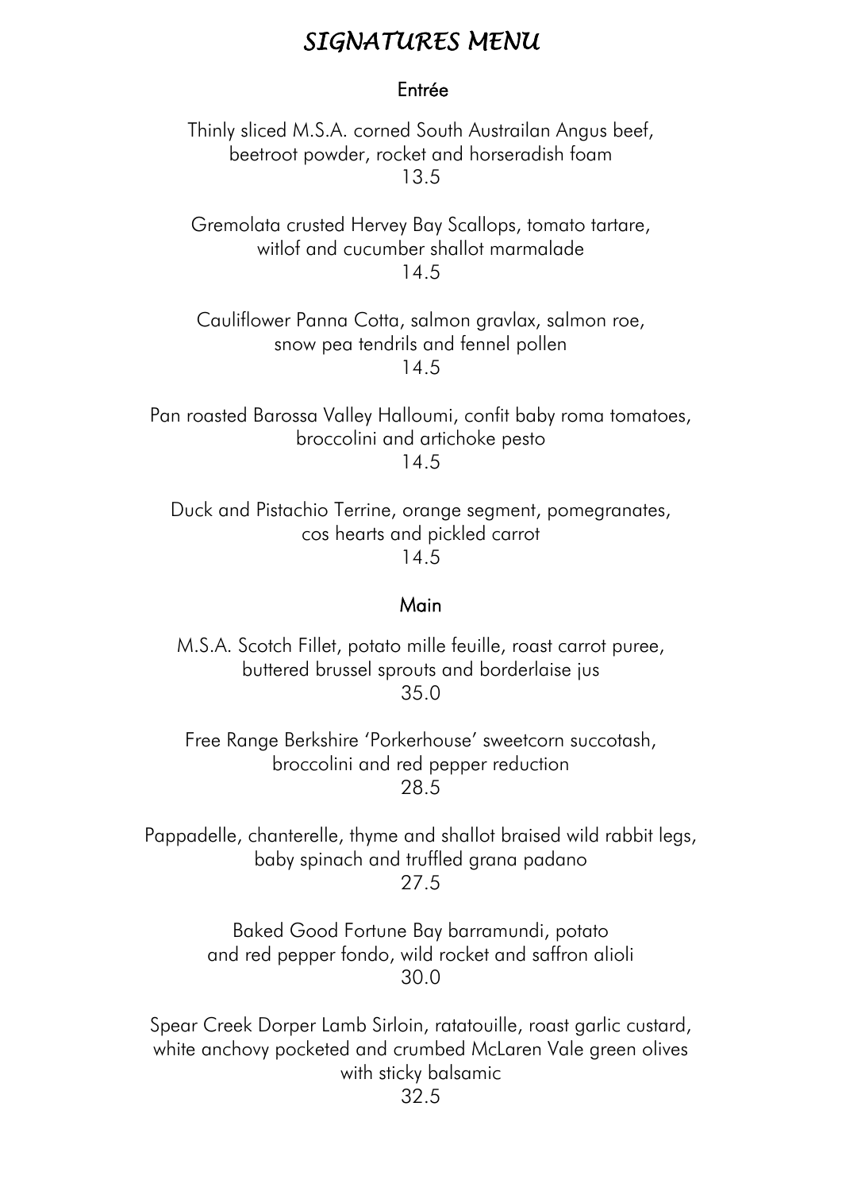# *SIGNATURES MENU*

## Entrée

Thinly sliced M.S.A. corned South Austrailan Angus beef, beetroot powder, rocket and horseradish foam
13.5

Gremolata crusted Hervey Bay Scallops, tomato tartare, witlof and cucumber shallot marmalade
14.5

Cauliflower Panna Cotta, salmon gravlax, salmon roe, snow pea tendrils and fennel pollen
14.5

Pan roasted Barossa Valley Halloumi, confit baby roma tomatoes, broccolini and artichoke pesto
14.5

Duck and Pistachio Terrine, orange segment, pomegranates, cos hearts and pickled carrot
14.5

## Main

M.S.A. Scotch Fillet, potato mille feuille, roast carrot puree, buttered brussel sprouts and borderlaise jus
35.0

Free Range Berkshire 'Porkerhouse' sweetcorn succotash, broccolini and red pepper reduction
28.5

Pappadelle, chanterelle, thyme and shallot braised wild rabbit legs, baby spinach and truffled grana padano
27.5

Baked Good Fortune Bay barramundi, potato and red pepper fondo, wild rocket and saffron alioli
30.0

Spear Creek Dorper Lamb Sirloin, ratatouille, roast garlic custard, white anchovy pocketed and crumbed McLaren Vale green olives with sticky balsamic
32.5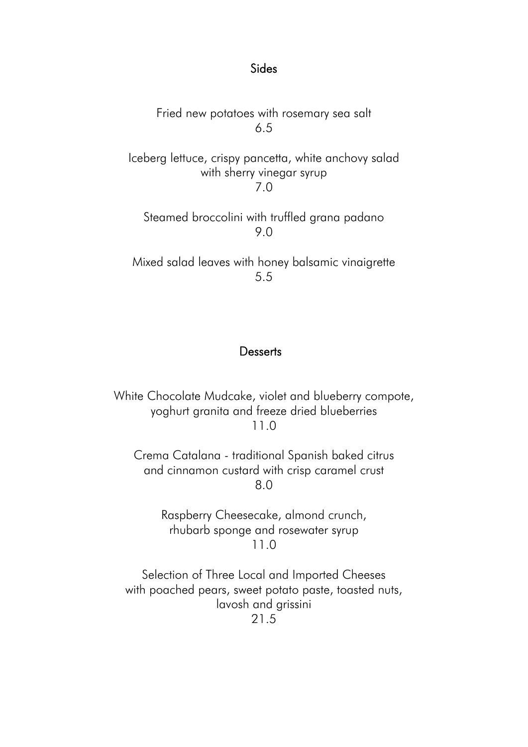## Sides

Fried new potatoes with rosemary sea salt
6.5

Iceberg lettuce, crispy pancetta, white anchovy salad
with sherry vinegar syrup
7.0

Steamed broccolini with truffled grana padano
9.0

Mixed salad leaves with honey balsamic vinaigrette
5.5

## Desserts

White Chocolate Mudcake, violet and blueberry compote,
yoghurt granita and freeze dried blueberries
11.0

Crema Catalana - traditional Spanish baked citrus
and cinnamon custard with crisp caramel crust
8.0

Raspberry Cheesecake, almond crunch,
rhubarb sponge and rosewater syrup
11.0

Selection of Three Local and Imported Cheeses
with poached pears, sweet potato paste, toasted nuts,
lavosh and grissini
21.5